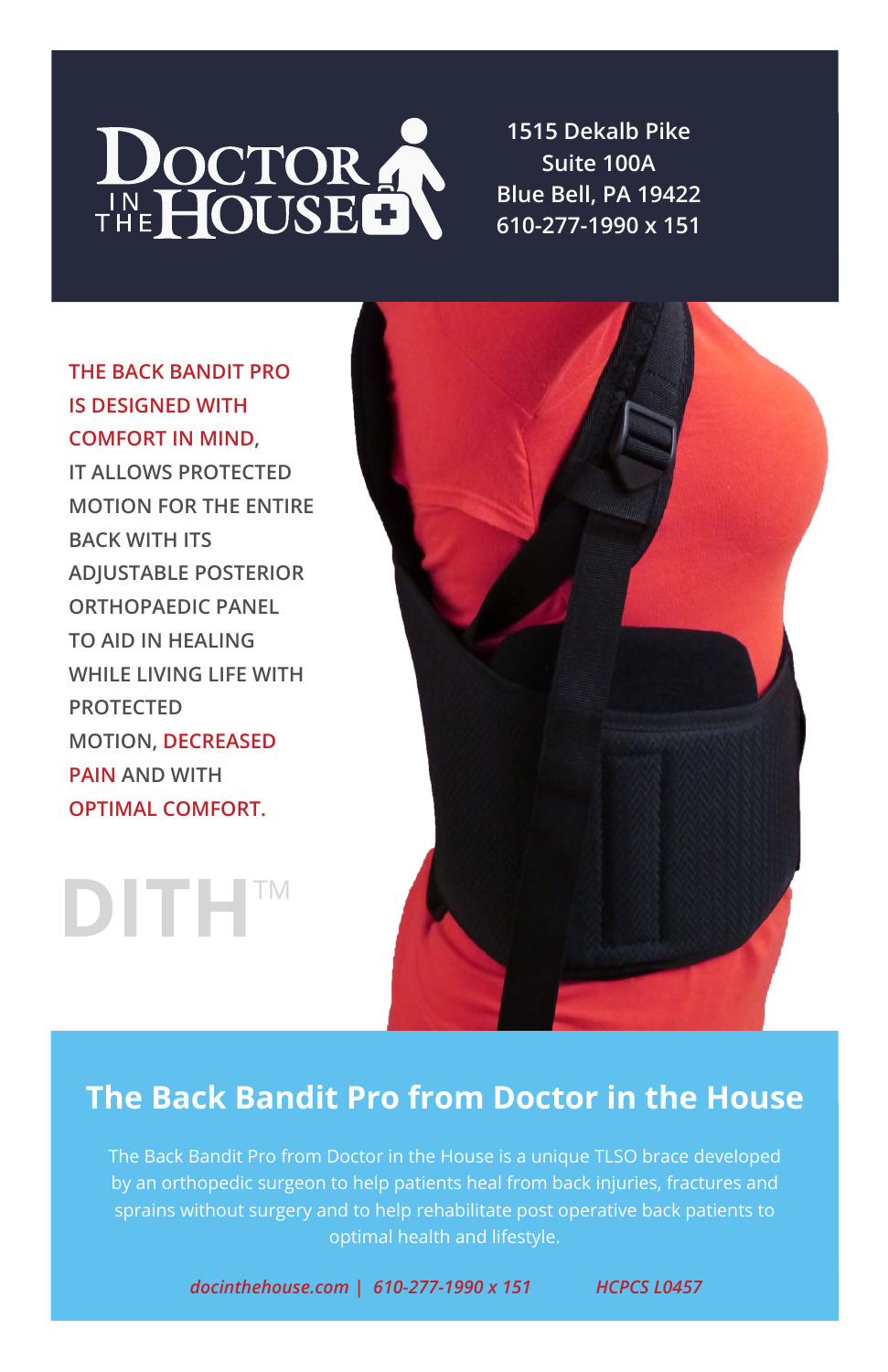DOCTOR IN THE HOUSE

1515 Dekalb Pike
Suite 100A
Blue Bell, PA 19422
610-277-1990 x 151

THE BACK BANDIT PRO IS DESIGNED WITH COMFORT IN MIND, IT ALLOWS PROTECTED MOTION FOR THE ENTIRE BACK WITH ITS ADJUSTABLE POSTERIOR ORTHOPAEDIC PANEL TO AID IN HEALING WHILE LIVING LIFE WITH PROTECTED MOTION, DECREASED PAIN AND WITH OPTIMAL COMFORT.

DITH™

## The Back Bandit Pro from Doctor in the House

The Back Bandit Pro from Doctor in the House is a unique TLSO brace developed by an orthopedic surgeon to help patients heal from back injuries, fractures and sprains without surgery and to help rehabilitate post operative back patients to optimal health and lifestyle.

*docinthehouse.com | 610-277-1990 x 151* *HCPCS L0457*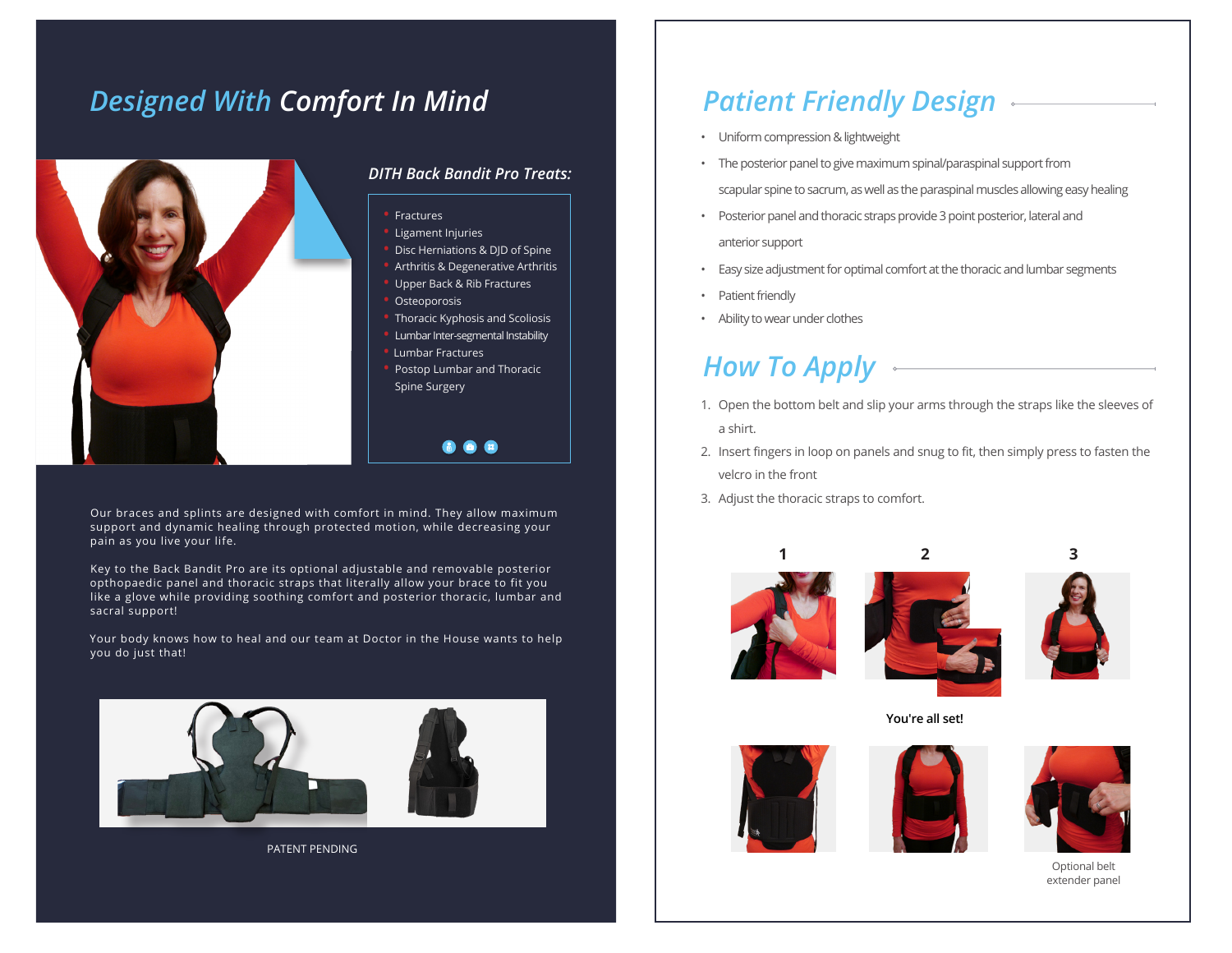# *Designed With Comfort In Mind*

### *DITH Back Bandit Pro Treats:*

- Fractures
- Ligament Injuries
- Disc Herniations & DJD of Spine
- Arthritis & Degenerative Arthritis
- Upper Back & Rib Fractures
- Osteoporosis
- Thoracic Kyphosis and Scoliosis
- Lumbar Inter-segmental Instability
- Lumbar Fractures
- Postop Lumbar and Thoracic Spine Surgery

Our braces and splints are designed with comfort in mind. They allow maximum support and dynamic healing through protected motion, while decreasing your pain as you live your life.

Key to the Back Bandit Pro are its optional adjustable and removable posterior opthopaedic panel and thoracic straps that literally allow your brace to fit you like a glove while providing soothing comfort and posterior thoracic, lumbar and sacral support!

Your body knows how to heal and our team at Doctor in the House wants to help you do just that!

PATENT PENDING

## *Patient Friendly Design*

- Uniform compression & lightweight
- The posterior panel to give maximum spinal/paraspinal support from scapular spine to sacrum, as well as the paraspinal muscles allowing easy healing
- Posterior panel and thoracic straps provide 3 point posterior, lateral and anterior support
- Easy size adjustment for optimal comfort at the thoracic and lumbar segments
- Patient friendly
- Ability to wear under clothes

## *How To Apply*

1. Open the bottom belt and slip your arms through the straps like the sleeves of a shirt.
2. Insert fingers in loop on panels and snug to fit, then simply press to fasten the velcro in the front
3. Adjust the thoracic straps to comfort.

**1** **2** **3**

**You're all set!**

Optional belt extender panel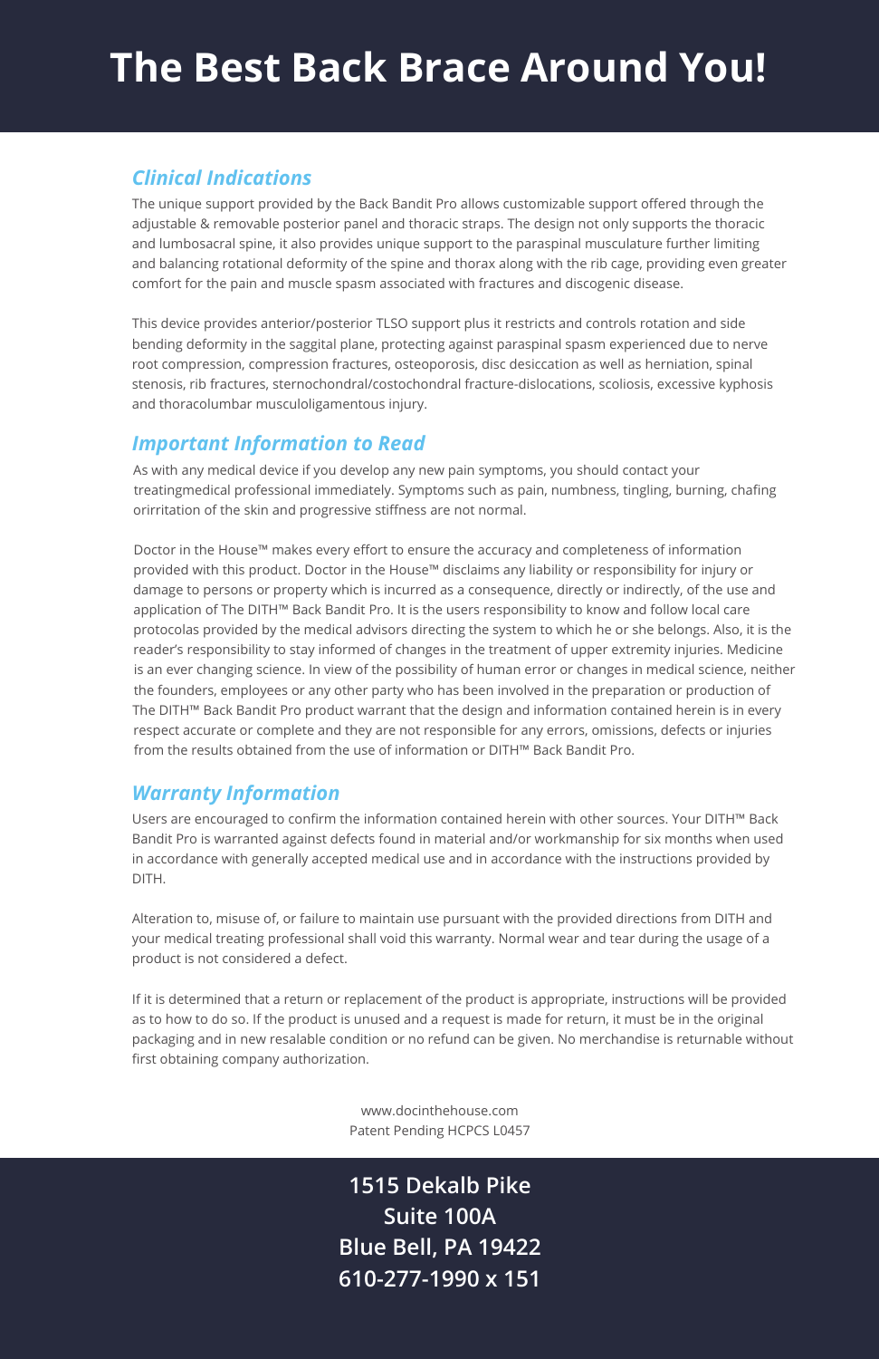# The Best Back Brace Around You!

## *Clinical Indications*

The unique support provided by the Back Bandit Pro allows customizable support offered through the adjustable & removable posterior panel and thoracic straps. The design not only supports the thoracic and lumbosacral spine, it also provides unique support to the paraspinal musculature further limiting and balancing rotational deformity of the spine and thorax along with the rib cage, providing even greater comfort for the pain and muscle spasm associated with fractures and discogenic disease.

This device provides anterior/posterior TLSO support plus it restricts and controls rotation and side bending deformity in the saggital plane, protecting against paraspinal spasm experienced due to nerve root compression, compression fractures, osteoporosis, disc desiccation as well as herniation, spinal stenosis, rib fractures, sternochondral/costochondral fracture-dislocations, scoliosis, excessive kyphosis and thoracolumbar musculoligamentous injury.

## *Important Information to Read*

As with any medical device if you develop any new pain symptoms, you should contact your treatingmedical professional immediately. Symptoms such as pain, numbness, tingling, burning, chafing orirritation of the skin and progressive stiffness are not normal.

Doctor in the House™ makes every effort to ensure the accuracy and completeness of information provided with this product. Doctor in the House™ disclaims any liability or responsibility for injury or damage to persons or property which is incurred as a consequence, directly or indirectly, of the use and application of The DITH™ Back Bandit Pro. It is the users responsibility to know and follow local care protocolas provided by the medical advisors directing the system to which he or she belongs. Also, it is the reader's responsibility to stay informed of changes in the treatment of upper extremity injuries. Medicine is an ever changing science. In view of the possibility of human error or changes in medical science, neither the founders, employees or any other party who has been involved in the preparation or production of The DITH™ Back Bandit Pro product warrant that the design and information contained herein is in every respect accurate or complete and they are not responsible for any errors, omissions, defects or injuries from the results obtained from the use of information or DITH™ Back Bandit Pro.

## *Warranty Information*

Users are encouraged to confirm the information contained herein with other sources. Your DITH™ Back Bandit Pro is warranted against defects found in material and/or workmanship for six months when used in accordance with generally accepted medical use and in accordance with the instructions provided by DITH.

Alteration to, misuse of, or failure to maintain use pursuant with the provided directions from DITH and your medical treating professional shall void this warranty. Normal wear and tear during the usage of a product is not considered a defect.

If it is determined that a return or replacement of the product is appropriate, instructions will be provided as to how to do so. If the product is unused and a request is made for return, it must be in the original packaging and in new resalable condition or no refund can be given. No merchandise is returnable without first obtaining company authorization.

www.docinthehouse.com
Patent Pending HCPCS L0457

**1515 Dekalb Pike**
**Suite 100A**
**Blue Bell, PA 19422**
**610-277-1990 x 151**